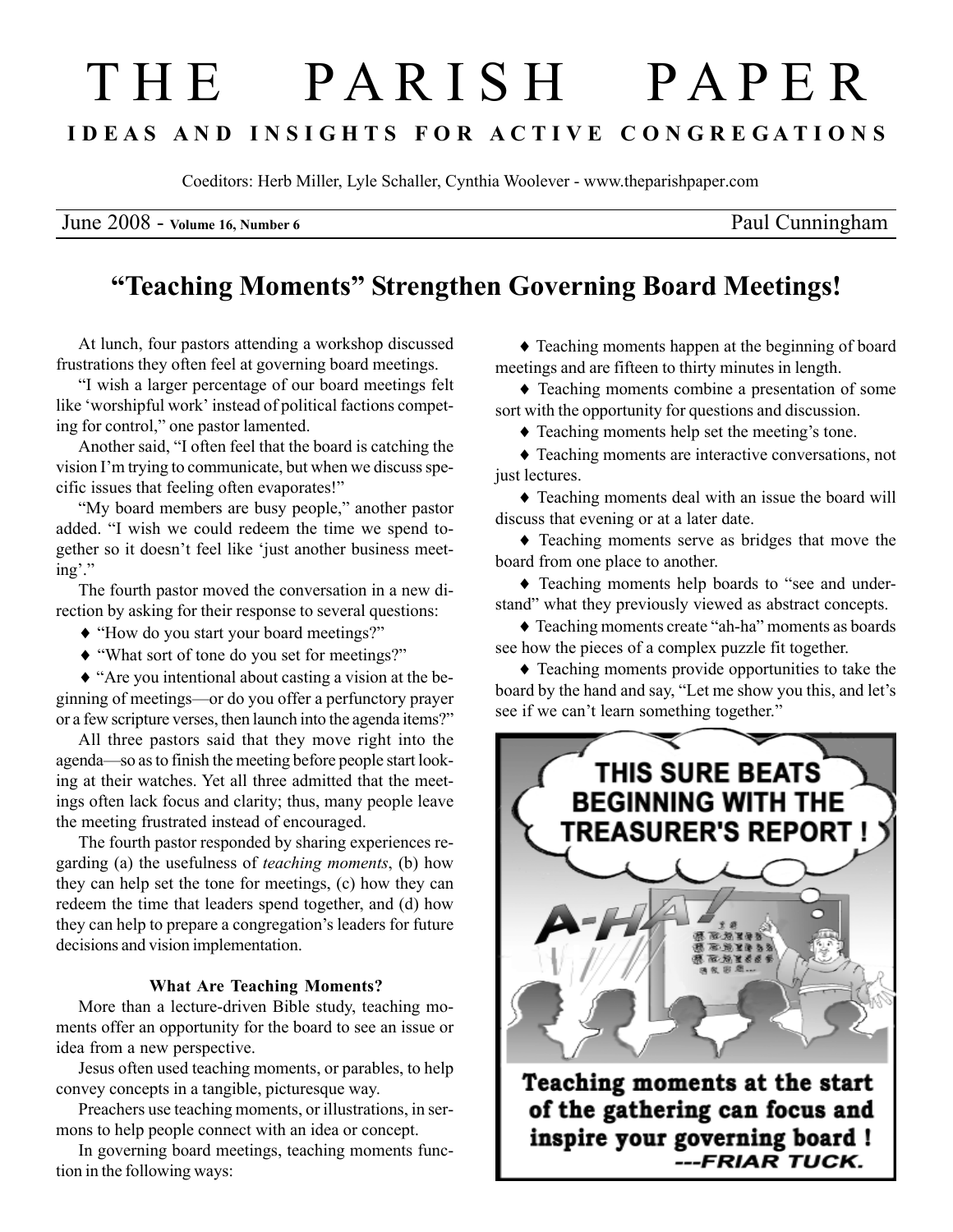# THE PARISH PAPER

**IDEAS AND INSIGHTS FOR ACTIVE CONGREGATIONS**

Coeditors: Herb Miller, Lyle Schaller, Cynthia Woolever - www.theparishpaper.com

June 2008 - **Volume 16, Number 6** Paul Cunningham

## "Teaching Moments" Strengthen Governing Board Meetings!

At lunch, four pastors attending a workshop discussed frustrations they often feel at governing board meetings.

"I wish a larger percentage of our board meetings felt like 'worshipful work' instead of political factions competing for control," one pastor lamented.

Another said, "I often feel that the board is catching the vision I'm trying to communicate, but when we discuss specific issues that feeling often evaporates!"

"My board members are busy people," another pastor added. "I wish we could redeem the time we spend together so it doesn't feel like 'just another business meeting'."

The fourth pastor moved the conversation in a new direction by asking for their response to several questions:

- "How do you start your board meetings?"
- "What sort of tone do you set for meetings?"
- "Are you intentional about casting a vision at the beginning of meetings—or do you offer a perfunctory prayer or a few scripture verses, then launch into the agenda items?"

All three pastors said that they move right into the agenda—so as to finish the meeting before people start looking at their watches. Yet all three admitted that the meetings often lack focus and clarity; thus, many people leave the meeting frustrated instead of encouraged.

The fourth pastor responded by sharing experiences regarding (a) the usefulness of *teaching moments*, (b) how they can help set the tone for meetings, (c) how they can redeem the time that leaders spend together, and (d) how they can help to prepare a congregation's leaders for future decisions and vision implementation.

### What Are Teaching Moments?

More than a lecture-driven Bible study, teaching moments offer an opportunity for the board to see an issue or idea from a new perspective.

Jesus often used teaching moments, or parables, to help convey concepts in a tangible, picturesque way.

Preachers use teaching moments, or illustrations, in sermons to help people connect with an idea or concept.

In governing board meetings, teaching moments function in the following ways:

- Teaching moments happen at the beginning of board meetings and are fifteen to thirty minutes in length.
- Teaching moments combine a presentation of some sort with the opportunity for questions and discussion.
- Teaching moments help set the meeting's tone.
- Teaching moments are interactive conversations, not just lectures.
- Teaching moments deal with an issue the board will discuss that evening or at a later date.
- Teaching moments serve as bridges that move the board from one place to another.
- Teaching moments help boards to "see and understand" what they previously viewed as abstract concepts.
- Teaching moments create "ah-ha" moments as boards see how the pieces of a complex puzzle fit together.
- Teaching moments provide opportunities to take the board by the hand and say, "Let me show you this, and let's see if we can't learn something together."

THIS SURE BEATS BEGINNING WITH THE TREASURER'S REPORT !

A-HA!

**Teaching moments at the start of the gathering can focus and inspire your governing board ! ---FRIAR TUCK.**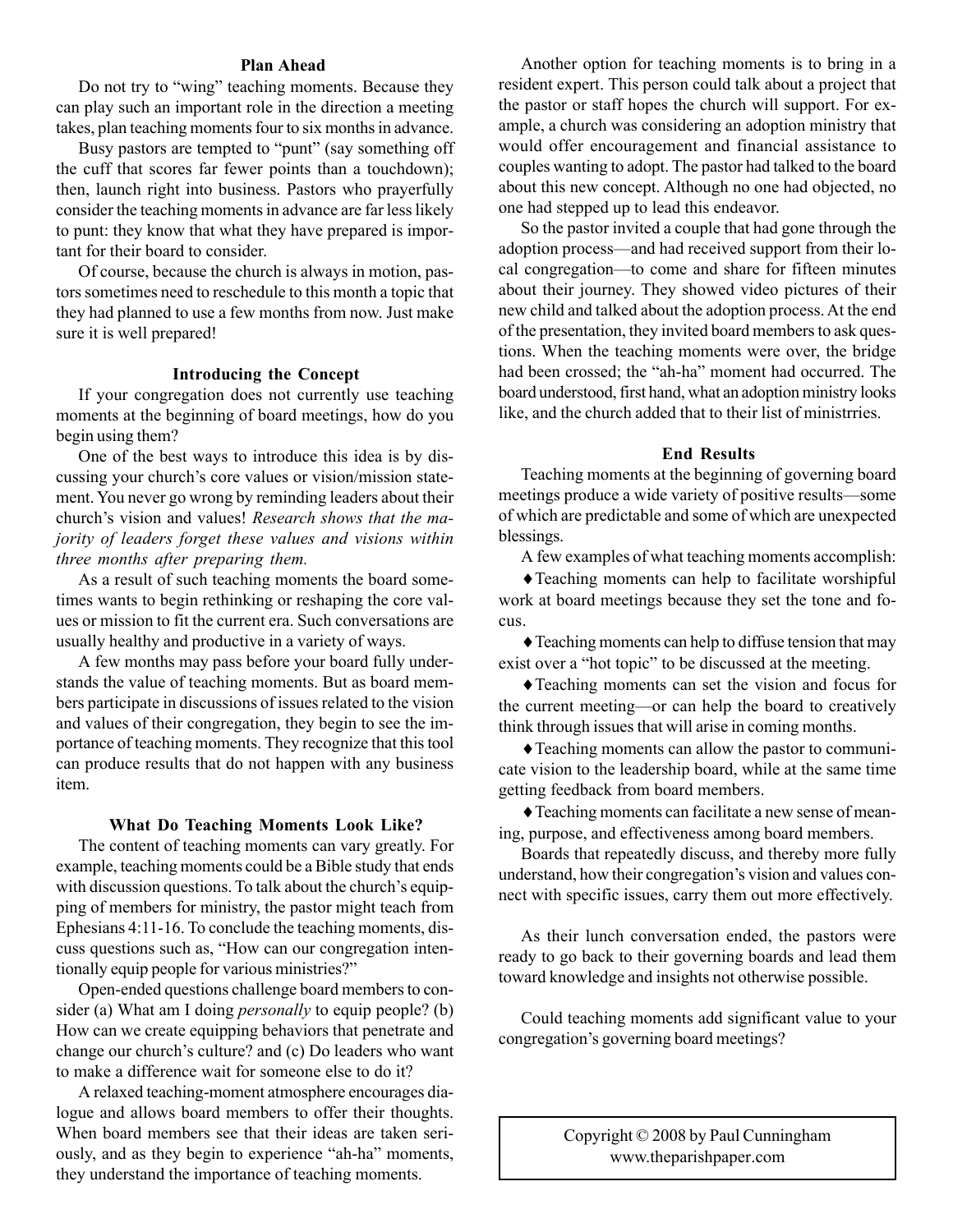### Plan Ahead

Do not try to "wing" teaching moments. Because they can play such an important role in the direction a meeting takes, plan teaching moments four to six months in advance.

Busy pastors are tempted to "punt" (say something off the cuff that scores far fewer points than a touchdown); then, launch right into business. Pastors who prayerfully consider the teaching moments in advance are far less likely to punt: they know that what they have prepared is important for their board to consider.

Of course, because the church is always in motion, pastors sometimes need to reschedule to this month a topic that they had planned to use a few months from now. Just make sure it is well prepared!

### Introducing the Concept

If your congregation does not currently use teaching moments at the beginning of board meetings, how do you begin using them?

One of the best ways to introduce this idea is by discussing your church's core values or vision/mission statement. You never go wrong by reminding leaders about their church's vision and values! *Research shows that the majority of leaders forget these values and visions within three months after preparing them.*

As a result of such teaching moments the board sometimes wants to begin rethinking or reshaping the core values or mission to fit the current era. Such conversations are usually healthy and productive in a variety of ways.

A few months may pass before your board fully understands the value of teaching moments. But as board members participate in discussions of issues related to the vision and values of their congregation, they begin to see the importance of teaching moments. They recognize that this tool can produce results that do not happen with any business item.

### What Do Teaching Moments Look Like?

The content of teaching moments can vary greatly. For example, teaching moments could be a Bible study that ends with discussion questions. To talk about the church's equipping of members for ministry, the pastor might teach from Ephesians 4:11-16. To conclude the teaching moments, discuss questions such as, "How can our congregation intentionally equip people for various ministries?"

Open-ended questions challenge board members to consider (a) What am I doing *personally* to equip people? (b) How can we create equipping behaviors that penetrate and change our church's culture? and (c) Do leaders who want to make a difference wait for someone else to do it?

A relaxed teaching-moment atmosphere encourages dialogue and allows board members to offer their thoughts. When board members see that their ideas are taken seriously, and as they begin to experience "ah-ha" moments, they understand the importance of teaching moments.

Another option for teaching moments is to bring in a resident expert. This person could talk about a project that the pastor or staff hopes the church will support. For example, a church was considering an adoption ministry that would offer encouragement and financial assistance to couples wanting to adopt. The pastor had talked to the board about this new concept. Although no one had objected, no one had stepped up to lead this endeavor.

So the pastor invited a couple that had gone through the adoption process—and had received support from their local congregation—to come and share for fifteen minutes about their journey. They showed video pictures of their new child and talked about the adoption process. At the end of the presentation, they invited board members to ask questions. When the teaching moments were over, the bridge had been crossed; the "ah-ha" moment had occurred. The board understood, first hand, what an adoption ministry looks like, and the church added that to their list of ministrries.

### End Results

Teaching moments at the beginning of governing board meetings produce a wide variety of positive results—some of which are predictable and some of which are unexpected blessings.

A few examples of what teaching moments accomplish:

- Teaching moments can help to facilitate worshipful work at board meetings because they set the tone and focus.
- Teaching moments can help to diffuse tension that may exist over a "hot topic" to be discussed at the meeting.
- Teaching moments can set the vision and focus for the current meeting—or can help the board to creatively think through issues that will arise in coming months.
- Teaching moments can allow the pastor to communicate vision to the leadership board, while at the same time getting feedback from board members.
- Teaching moments can facilitate a new sense of meaning, purpose, and effectiveness among board members.

Boards that repeatedly discuss, and thereby more fully understand, how their congregation's vision and values connect with specific issues, carry them out more effectively.

As their lunch conversation ended, the pastors were ready to go back to their governing boards and lead them toward knowledge and insights not otherwise possible.

Could teaching moments add significant value to your congregation's governing board meetings?

Copyright © 2008 by Paul Cunningham
www.theparishpaper.com